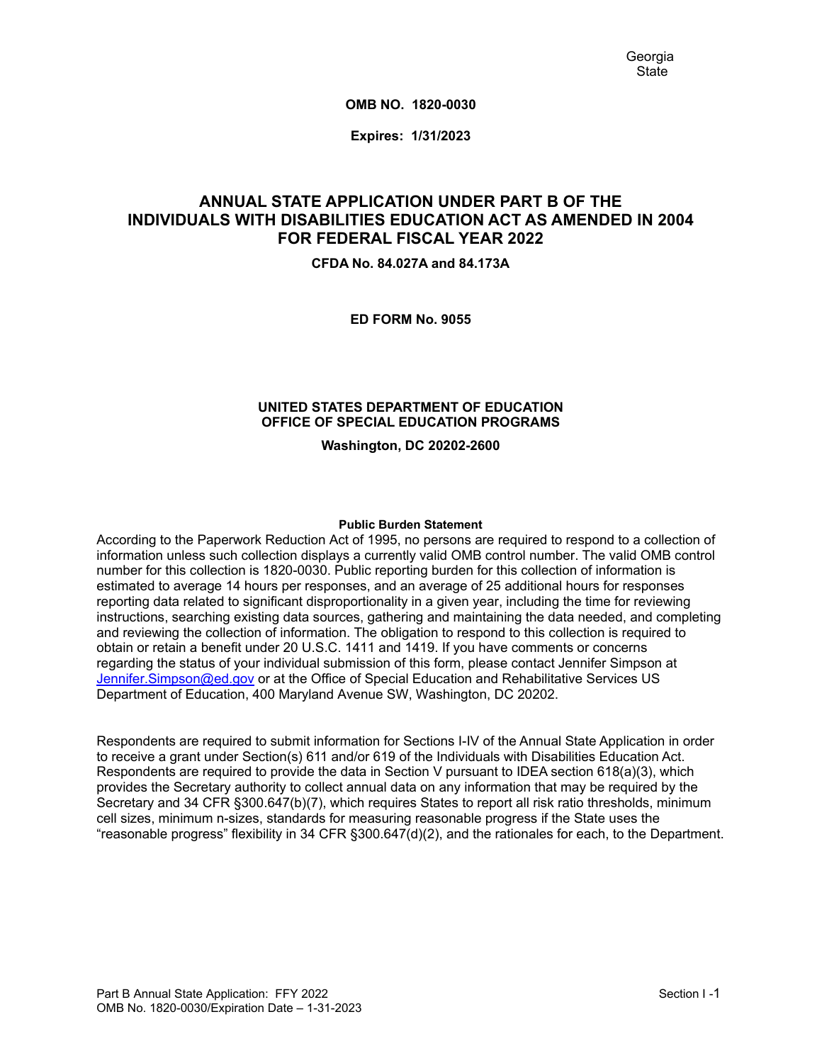Georgia
State

**OMB NO. 1820-0030**

**Expires: 1/31/2023**

# ANNUAL STATE APPLICATION UNDER PART B OF THE INDIVIDUALS WITH DISABILITIES EDUCATION ACT AS AMENDED IN 2004 FOR FEDERAL FISCAL YEAR 2022

**CFDA No. 84.027A and 84.173A**

**ED FORM No. 9055**

**UNITED STATES DEPARTMENT OF EDUCATION**
**OFFICE OF SPECIAL EDUCATION PROGRAMS**

**Washington, DC 20202-2600**

**Public Burden Statement**

According to the Paperwork Reduction Act of 1995, no persons are required to respond to a collection of information unless such collection displays a currently valid OMB control number. The valid OMB control number for this collection is 1820-0030. Public reporting burden for this collection of information is estimated to average 14 hours per responses, and an average of 25 additional hours for responses reporting data related to significant disproportionality in a given year, including the time for reviewing instructions, searching existing data sources, gathering and maintaining the data needed, and completing and reviewing the collection of information. The obligation to respond to this collection is required to obtain or retain a benefit under 20 U.S.C. 1411 and 1419. If you have comments or concerns regarding the status of your individual submission of this form, please contact Jennifer Simpson at [Jennifer.Simpson@ed.gov](mailto:Jennifer.Simpson@ed.gov) or at the Office of Special Education and Rehabilitative Services US Department of Education, 400 Maryland Avenue SW, Washington, DC 20202.

Respondents are required to submit information for Sections I-IV of the Annual State Application in order to receive a grant under Section(s) 611 and/or 619 of the Individuals with Disabilities Education Act. Respondents are required to provide the data in Section V pursuant to IDEA section 618(a)(3), which provides the Secretary authority to collect annual data on any information that may be required by the Secretary and 34 CFR §300.647(b)(7), which requires States to report all risk ratio thresholds, minimum cell sizes, minimum n-sizes, standards for measuring reasonable progress if the State uses the "reasonable progress" flexibility in 34 CFR §300.647(d)(2), and the rationales for each, to the Department.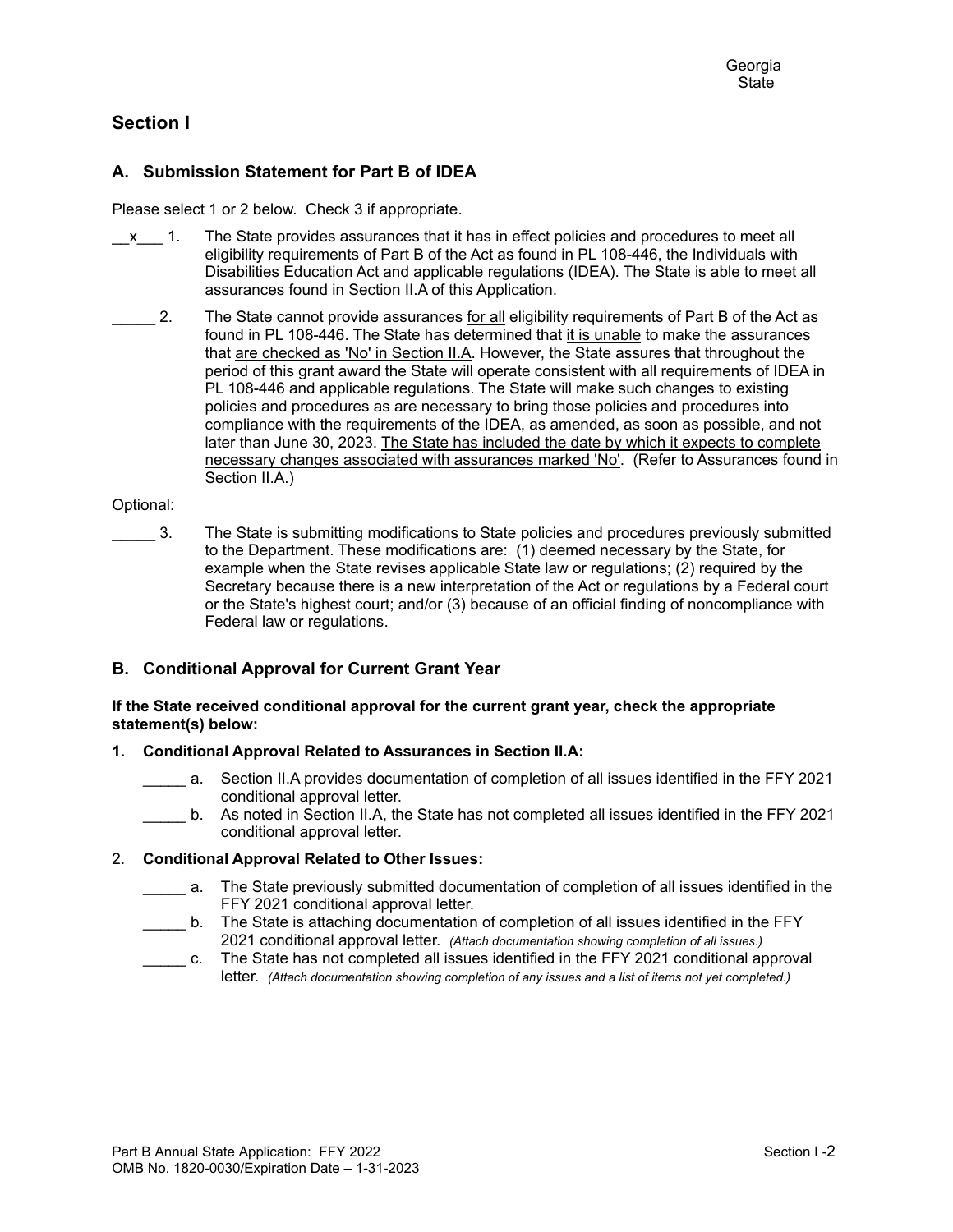Georgia
State

## Section I

### A. Submission Statement for Part B of IDEA

Please select 1 or 2 below. Check 3 if appropriate.

__x___ 1. The State provides assurances that it has in effect policies and procedures to meet all eligibility requirements of Part B of the Act as found in PL 108-446, the Individuals with Disabilities Education Act and applicable regulations (IDEA). The State is able to meet all assurances found in Section II.A of this Application.

_____ 2. The State cannot provide assurances <u>for all</u> eligibility requirements of Part B of the Act as found in PL 108-446. The State has determined that <u>it is unable</u> to make the assurances that <u>are checked as 'No' in Section II.A</u>. However, the State assures that throughout the period of this grant award the State will operate consistent with all requirements of IDEA in PL 108-446 and applicable regulations. The State will make such changes to existing policies and procedures as are necessary to bring those policies and procedures into compliance with the requirements of the IDEA, as amended, as soon as possible, and not later than June 30, 2023. <u>The State has included the date by which it expects to complete necessary changes associated with assurances marked 'No'</u>. (Refer to Assurances found in Section II.A.)

Optional:

_____ 3. The State is submitting modifications to State policies and procedures previously submitted to the Department. These modifications are: (1) deemed necessary by the State, for example when the State revises applicable State law or regulations; (2) required by the Secretary because there is a new interpretation of the Act or regulations by a Federal court or the State's highest court; and/or (3) because of an official finding of noncompliance with Federal law or regulations.

### B. Conditional Approval for Current Grant Year

**If the State received conditional approval for the current grant year, check the appropriate statement(s) below:**

**1. Conditional Approval Related to Assurances in Section II.A:**

_____ a. Section II.A provides documentation of completion of all issues identified in the FFY 2021 conditional approval letter.

_____ b. As noted in Section II.A, the State has not completed all issues identified in the FFY 2021 conditional approval letter.

2. **Conditional Approval Related to Other Issues:**

_____ a. The State previously submitted documentation of completion of all issues identified in the FFY 2021 conditional approval letter.

_____ b. The State is attaching documentation of completion of all issues identified in the FFY 2021 conditional approval letter. *(Attach documentation showing completion of all issues.)*

_____ c. The State has not completed all issues identified in the FFY 2021 conditional approval letter. *(Attach documentation showing completion of any issues and a list of items not yet completed.)*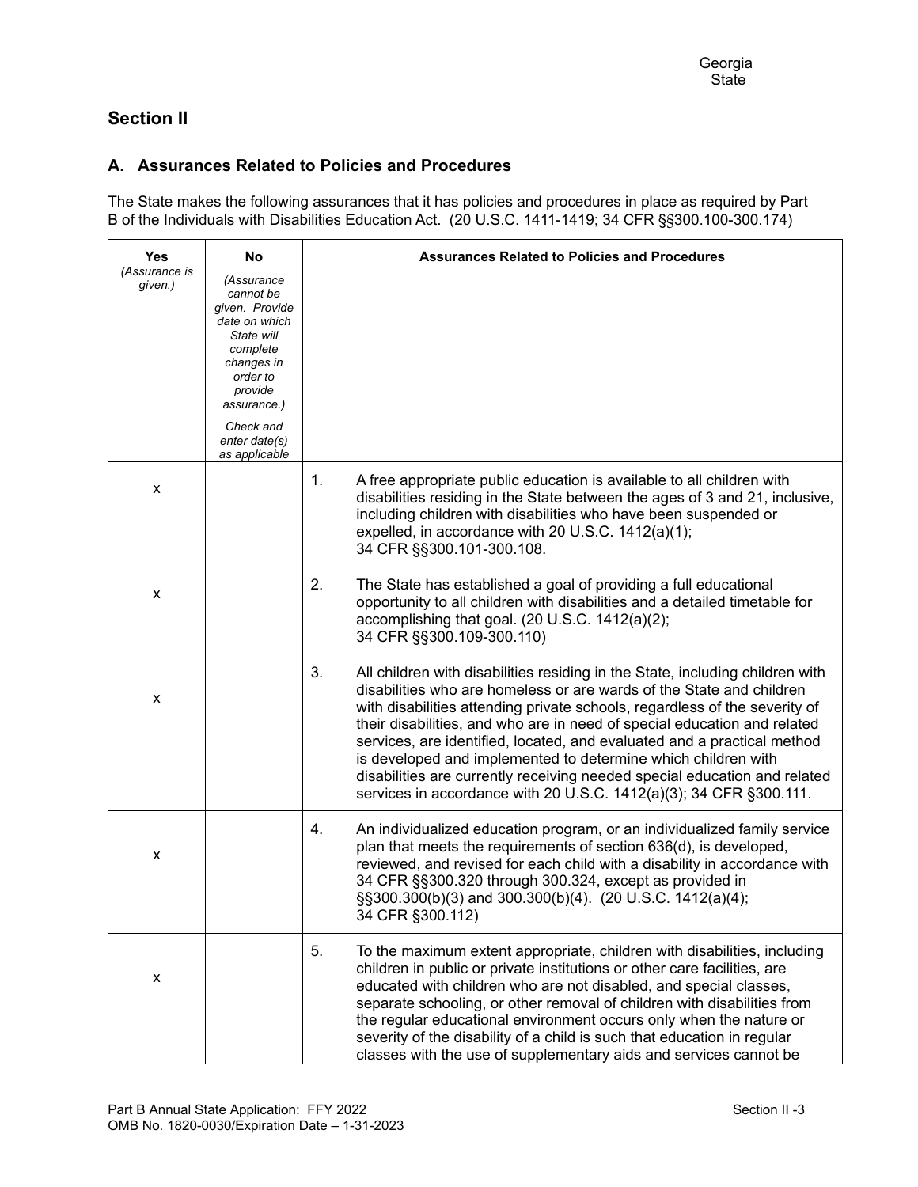Georgia
State

## Section II

### A. Assurances Related to Policies and Procedures

The State makes the following assurances that it has policies and procedures in place as required by Part B of the Individuals with Disabilities Education Act. (20 U.S.C. 1411-1419; 34 CFR §§300.100-300.174)

| Yes *(Assurance is given.)* | No *(Assurance cannot be given. Provide date on which State will complete changes in order to provide assurance.)* *Check and enter date(s) as applicable* | Assurances Related to Policies and Procedures |
|---|---|---|
| x | | 1. A free appropriate public education is available to all children with disabilities residing in the State between the ages of 3 and 21, inclusive, including children with disabilities who have been suspended or expelled, in accordance with 20 U.S.C. 1412(a)(1); 34 CFR §§300.101-300.108. |
| x | | 2. The State has established a goal of providing a full educational opportunity to all children with disabilities and a detailed timetable for accomplishing that goal. (20 U.S.C. 1412(a)(2); 34 CFR §§300.109-300.110) |
| x | | 3. All children with disabilities residing in the State, including children with disabilities who are homeless or are wards of the State and children with disabilities attending private schools, regardless of the severity of their disabilities, and who are in need of special education and related services, are identified, located, and evaluated and a practical method is developed and implemented to determine which children with disabilities are currently receiving needed special education and related services in accordance with 20 U.S.C. 1412(a)(3); 34 CFR §300.111. |
| x | | 4. An individualized education program, or an individualized family service plan that meets the requirements of section 636(d), is developed, reviewed, and revised for each child with a disability in accordance with 34 CFR §§300.320 through 300.324, except as provided in §§300.300(b)(3) and 300.300(b)(4). (20 U.S.C. 1412(a)(4); 34 CFR §300.112) |
| x | | 5. To the maximum extent appropriate, children with disabilities, including children in public or private institutions or other care facilities, are educated with children who are not disabled, and special classes, separate schooling, or other removal of children with disabilities from the regular educational environment occurs only when the nature or severity of the disability of a child is such that education in regular classes with the use of supplementary aids and services cannot be |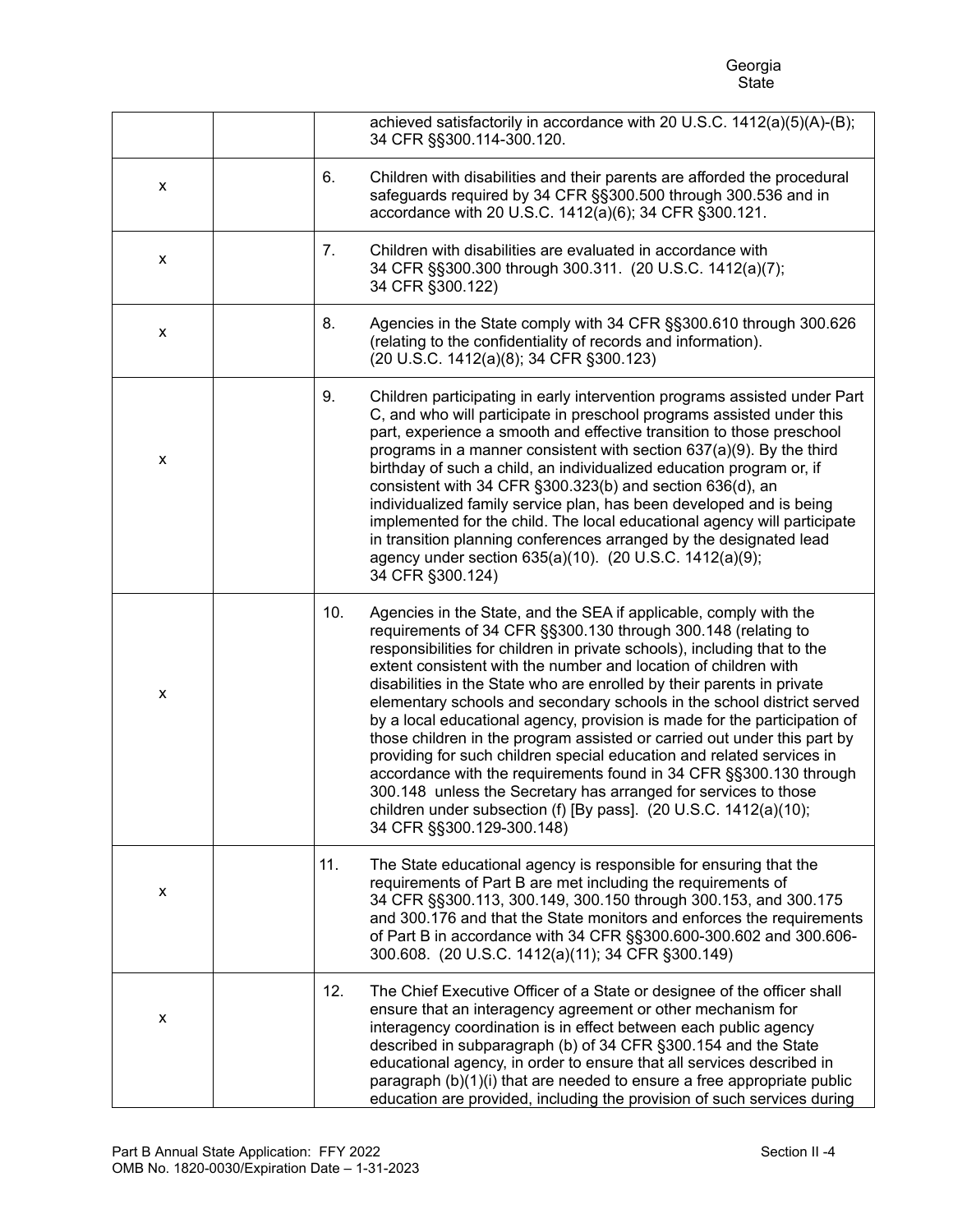| | | | |
|---|---|---|---|
| | | | achieved satisfactorily in accordance with 20 U.S.C. 1412(a)(5)(A)-(B); 34 CFR §§300.114-300.120. |
| x | | 6. | Children with disabilities and their parents are afforded the procedural safeguards required by 34 CFR §§300.500 through 300.536 and in accordance with 20 U.S.C. 1412(a)(6); 34 CFR §300.121. |
| x | | 7. | Children with disabilities are evaluated in accordance with 34 CFR §§300.300 through 300.311. (20 U.S.C. 1412(a)(7); 34 CFR §300.122) |
| x | | 8. | Agencies in the State comply with 34 CFR §§300.610 through 300.626 (relating to the confidentiality of records and information). (20 U.S.C. 1412(a)(8); 34 CFR §300.123) |
| x | | 9. | Children participating in early intervention programs assisted under Part C, and who will participate in preschool programs assisted under this part, experience a smooth and effective transition to those preschool programs in a manner consistent with section 637(a)(9). By the third birthday of such a child, an individualized education program or, if consistent with 34 CFR §300.323(b) and section 636(d), an individualized family service plan, has been developed and is being implemented for the child. The local educational agency will participate in transition planning conferences arranged by the designated lead agency under section 635(a)(10). (20 U.S.C. 1412(a)(9); 34 CFR §300.124) |
| x | | 10. | Agencies in the State, and the SEA if applicable, comply with the requirements of 34 CFR §§300.130 through 300.148 (relating to responsibilities for children in private schools), including that to the extent consistent with the number and location of children with disabilities in the State who are enrolled by their parents in private elementary schools and secondary schools in the school district served by a local educational agency, provision is made for the participation of those children in the program assisted or carried out under this part by providing for such children special education and related services in accordance with the requirements found in 34 CFR §§300.130 through 300.148 unless the Secretary has arranged for services to those children under subsection (f) [By pass]. (20 U.S.C. 1412(a)(10); 34 CFR §§300.129-300.148) |
| x | | 11. | The State educational agency is responsible for ensuring that the requirements of Part B are met including the requirements of 34 CFR §§300.113, 300.149, 300.150 through 300.153, and 300.175 and 300.176 and that the State monitors and enforces the requirements of Part B in accordance with 34 CFR §§300.600-300.602 and 300.606-300.608. (20 U.S.C. 1412(a)(11); 34 CFR §300.149) |
| x | | 12. | The Chief Executive Officer of a State or designee of the officer shall ensure that an interagency agreement or other mechanism for interagency coordination is in effect between each public agency described in subparagraph (b) of 34 CFR §300.154 and the State educational agency, in order to ensure that all services described in paragraph (b)(1)(i) that are needed to ensure a free appropriate public education are provided, including the provision of such services during |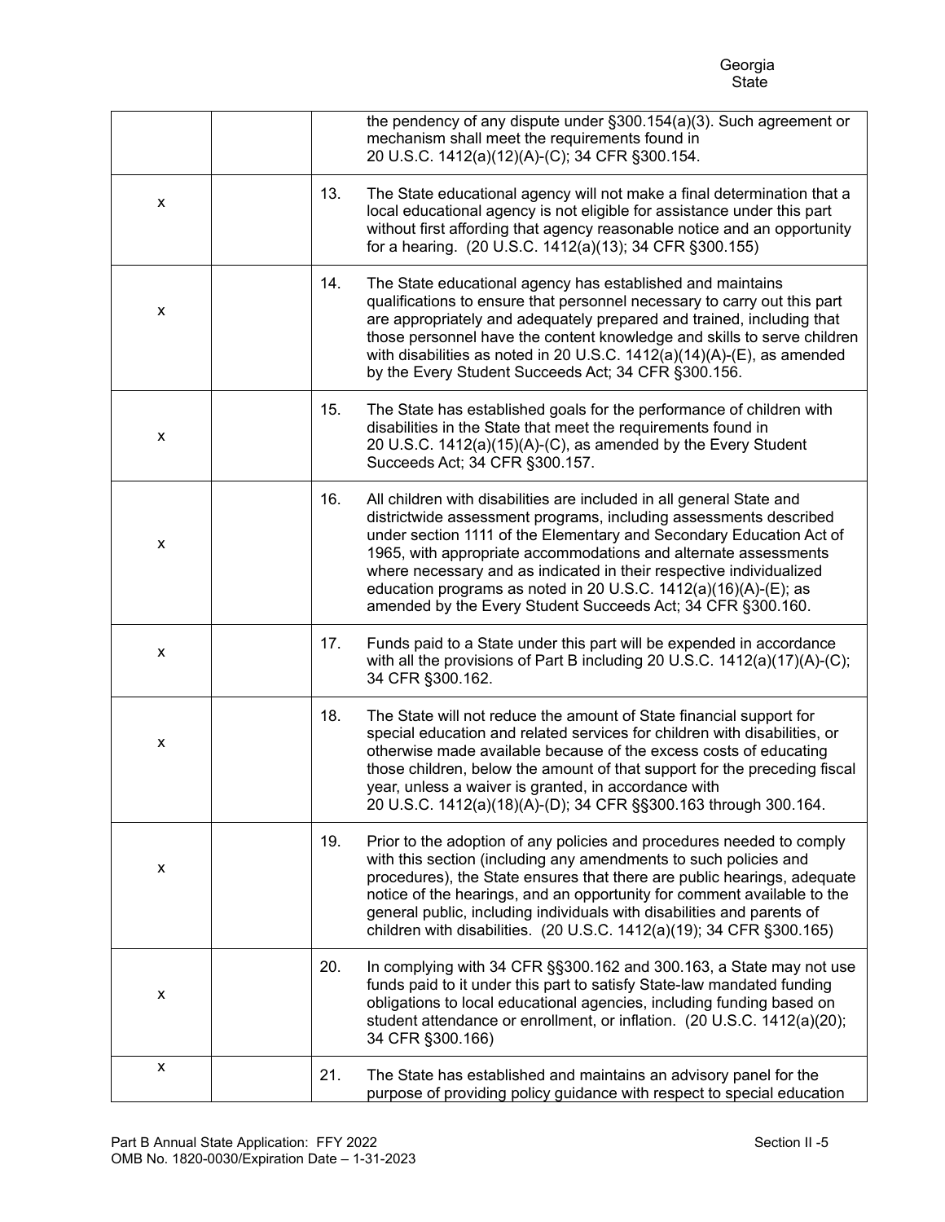| | | | |
|---|---|---|---|
| | | | the pendency of any dispute under §300.154(a)(3). Such agreement or mechanism shall meet the requirements found in 20 U.S.C. 1412(a)(12)(A)-(C); 34 CFR §300.154. |
| x | | 13. | The State educational agency will not make a final determination that a local educational agency is not eligible for assistance under this part without first affording that agency reasonable notice and an opportunity for a hearing. (20 U.S.C. 1412(a)(13); 34 CFR §300.155) |
| x | | 14. | The State educational agency has established and maintains qualifications to ensure that personnel necessary to carry out this part are appropriately and adequately prepared and trained, including that those personnel have the content knowledge and skills to serve children with disabilities as noted in 20 U.S.C. 1412(a)(14)(A)-(E), as amended by the Every Student Succeeds Act; 34 CFR §300.156. |
| x | | 15. | The State has established goals for the performance of children with disabilities in the State that meet the requirements found in 20 U.S.C. 1412(a)(15)(A)-(C), as amended by the Every Student Succeeds Act; 34 CFR §300.157. |
| x | | 16. | All children with disabilities are included in all general State and districtwide assessment programs, including assessments described under section 1111 of the Elementary and Secondary Education Act of 1965, with appropriate accommodations and alternate assessments where necessary and as indicated in their respective individualized education programs as noted in 20 U.S.C. 1412(a)(16)(A)-(E); as amended by the Every Student Succeeds Act; 34 CFR §300.160. |
| x | | 17. | Funds paid to a State under this part will be expended in accordance with all the provisions of Part B including 20 U.S.C. 1412(a)(17)(A)-(C); 34 CFR §300.162. |
| x | | 18. | The State will not reduce the amount of State financial support for special education and related services for children with disabilities, or otherwise made available because of the excess costs of educating those children, below the amount of that support for the preceding fiscal year, unless a waiver is granted, in accordance with 20 U.S.C. 1412(a)(18)(A)-(D); 34 CFR §§300.163 through 300.164. |
| x | | 19. | Prior to the adoption of any policies and procedures needed to comply with this section (including any amendments to such policies and procedures), the State ensures that there are public hearings, adequate notice of the hearings, and an opportunity for comment available to the general public, including individuals with disabilities and parents of children with disabilities. (20 U.S.C. 1412(a)(19); 34 CFR §300.165) |
| x | | 20. | In complying with 34 CFR §§300.162 and 300.163, a State may not use funds paid to it under this part to satisfy State-law mandated funding obligations to local educational agencies, including funding based on student attendance or enrollment, or inflation. (20 U.S.C. 1412(a)(20); 34 CFR §300.166) |
| x | | 21. | The State has established and maintains an advisory panel for the purpose of providing policy guidance with respect to special education |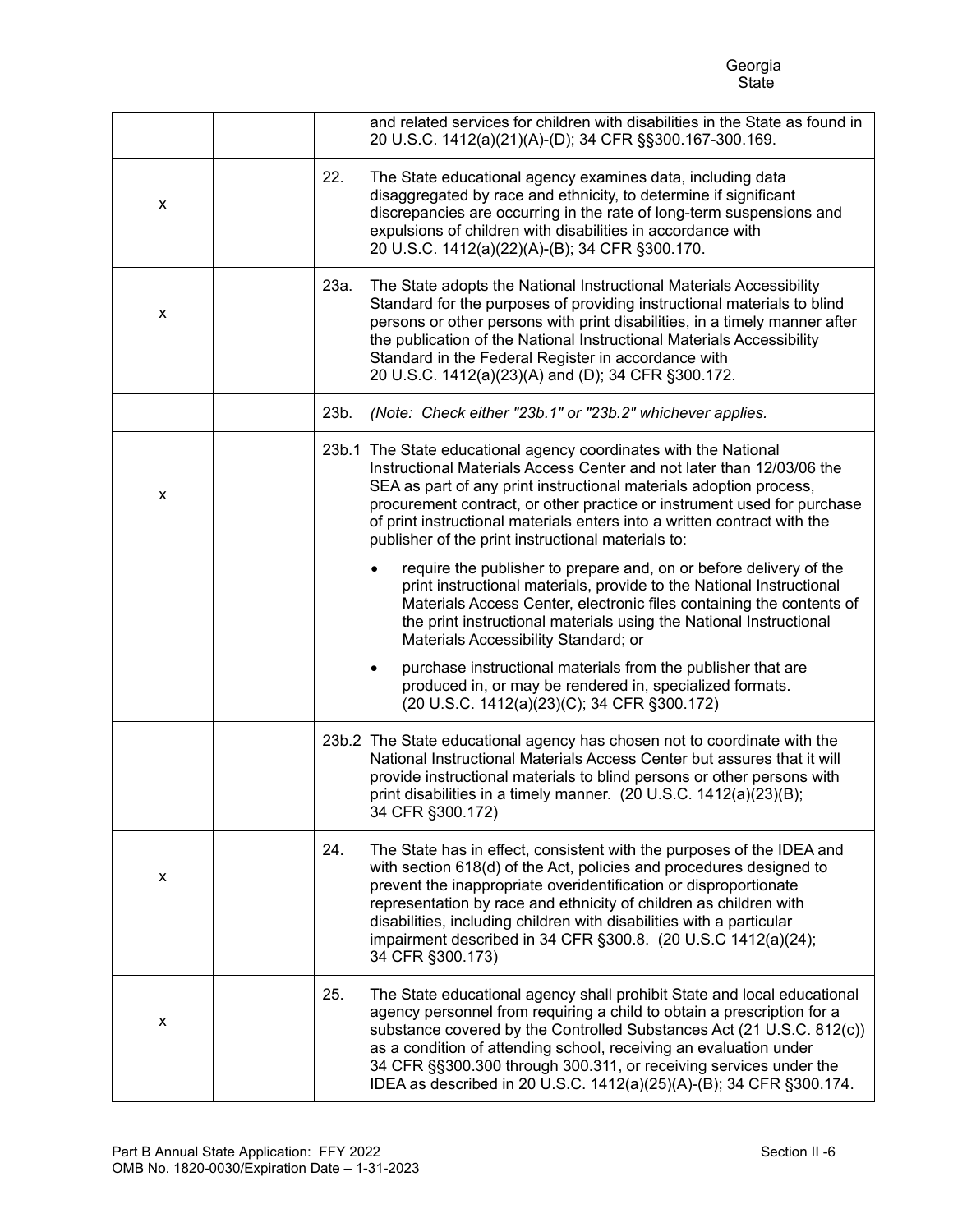| | | |
|---|---|---|
| | | and related services for children with disabilities in the State as found in 20 U.S.C. 1412(a)(21)(A)-(D); 34 CFR §§300.167-300.169. |
| x | | 22. The State educational agency examines data, including data disaggregated by race and ethnicity, to determine if significant discrepancies are occurring in the rate of long-term suspensions and expulsions of children with disabilities in accordance with 20 U.S.C. 1412(a)(22)(A)-(B); 34 CFR §300.170. |
| x | | 23a. The State adopts the National Instructional Materials Accessibility Standard for the purposes of providing instructional materials to blind persons or other persons with print disabilities, in a timely manner after the publication of the National Instructional Materials Accessibility Standard in the Federal Register in accordance with 20 U.S.C. 1412(a)(23)(A) and (D); 34 CFR §300.172. |
| | | 23b. *(Note: Check either "23b.1" or "23b.2" whichever applies.* |
| x | | 23b.1 The State educational agency coordinates with the National Instructional Materials Access Center and not later than 12/03/06 the SEA as part of any print instructional materials adoption process, procurement contract, or other practice or instrument used for purchase of print instructional materials enters into a written contract with the publisher of the print instructional materials to:<br><br>• require the publisher to prepare and, on or before delivery of the print instructional materials, provide to the National Instructional Materials Access Center, electronic files containing the contents of the print instructional materials using the National Instructional Materials Accessibility Standard; or<br><br>• purchase instructional materials from the publisher that are produced in, or may be rendered in, specialized formats. (20 U.S.C. 1412(a)(23)(C); 34 CFR §300.172) |
| | | 23b.2 The State educational agency has chosen not to coordinate with the National Instructional Materials Access Center but assures that it will provide instructional materials to blind persons or other persons with print disabilities in a timely manner. (20 U.S.C. 1412(a)(23)(B); 34 CFR §300.172) |
| x | | 24. The State has in effect, consistent with the purposes of the IDEA and with section 618(d) of the Act, policies and procedures designed to prevent the inappropriate overidentification or disproportionate representation by race and ethnicity of children as children with disabilities, including children with disabilities with a particular impairment described in 34 CFR §300.8. (20 U.S.C 1412(a)(24); 34 CFR §300.173) |
| x | | 25. The State educational agency shall prohibit State and local educational agency personnel from requiring a child to obtain a prescription for a substance covered by the Controlled Substances Act (21 U.S.C. 812(c)) as a condition of attending school, receiving an evaluation under 34 CFR §§300.300 through 300.311, or receiving services under the IDEA as described in 20 U.S.C. 1412(a)(25)(A)-(B); 34 CFR §300.174. |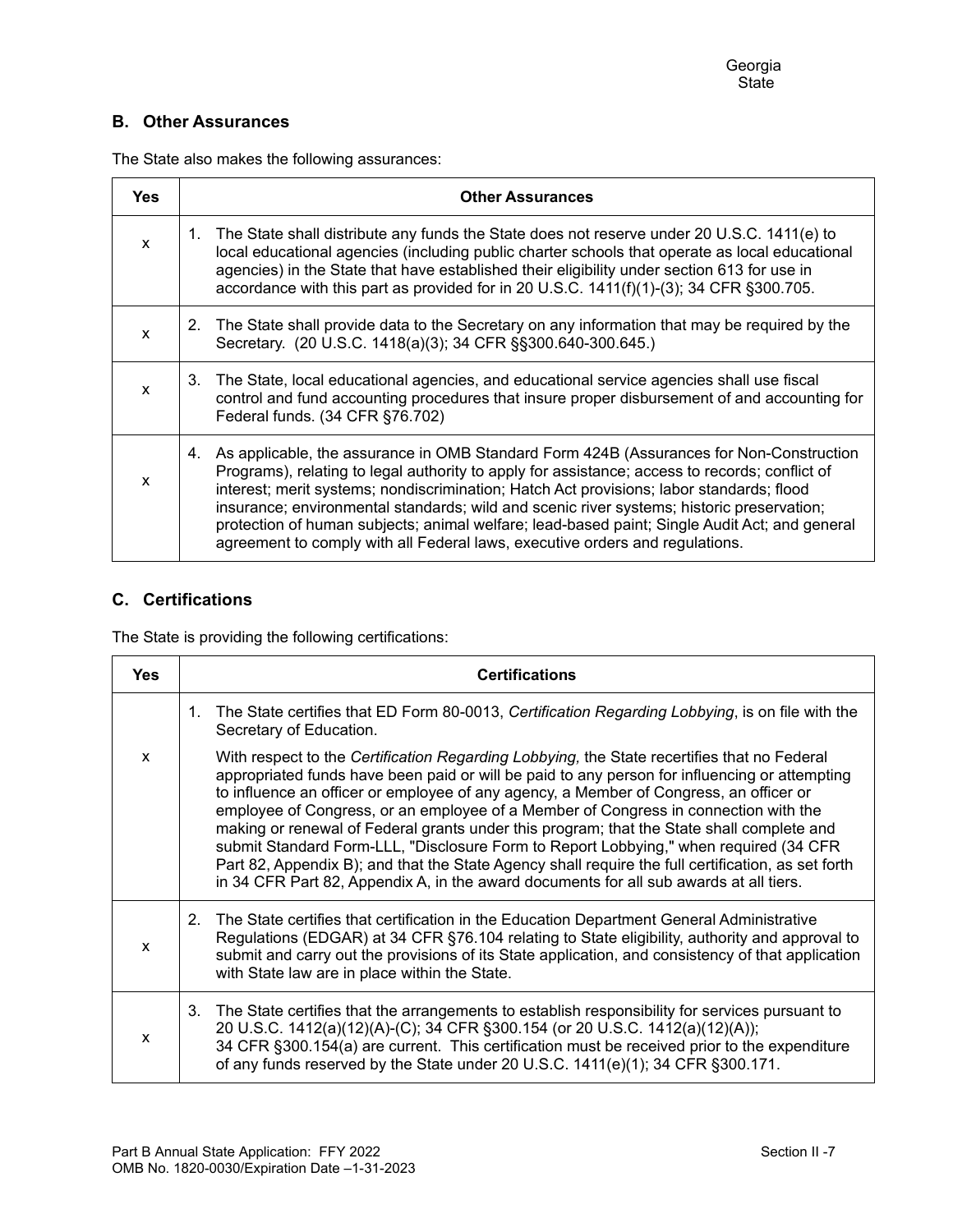Georgia
State

## B. Other Assurances

The State also makes the following assurances:

| Yes | Other Assurances |
| --- | --- |
| x | 1. The State shall distribute any funds the State does not reserve under 20 U.S.C. 1411(e) to local educational agencies (including public charter schools that operate as local educational agencies) in the State that have established their eligibility under section 613 for use in accordance with this part as provided for in 20 U.S.C. 1411(f)(1)-(3); 34 CFR §300.705. |
| x | 2. The State shall provide data to the Secretary on any information that may be required by the Secretary. (20 U.S.C. 1418(a)(3); 34 CFR §§300.640-300.645.) |
| x | 3. The State, local educational agencies, and educational service agencies shall use fiscal control and fund accounting procedures that insure proper disbursement of and accounting for Federal funds. (34 CFR §76.702) |
| x | 4. As applicable, the assurance in OMB Standard Form 424B (Assurances for Non-Construction Programs), relating to legal authority to apply for assistance; access to records; conflict of interest; merit systems; nondiscrimination; Hatch Act provisions; labor standards; flood insurance; environmental standards; wild and scenic river systems; historic preservation; protection of human subjects; animal welfare; lead-based paint; Single Audit Act; and general agreement to comply with all Federal laws, executive orders and regulations. |

## C. Certifications

The State is providing the following certifications:

| Yes | Certifications |
| --- | --- |
| x | 1. The State certifies that ED Form 80-0013, *Certification Regarding Lobbying*, is on file with the Secretary of Education. With respect to the *Certification Regarding Lobbying,* the State recertifies that no Federal appropriated funds have been paid or will be paid to any person for influencing or attempting to influence an officer or employee of any agency, a Member of Congress, an officer or employee of Congress, or an employee of a Member of Congress in connection with the making or renewal of Federal grants under this program; that the State shall complete and submit Standard Form-LLL, "Disclosure Form to Report Lobbying," when required (34 CFR Part 82, Appendix B); and that the State Agency shall require the full certification, as set forth in 34 CFR Part 82, Appendix A, in the award documents for all sub awards at all tiers. |
| x | 2. The State certifies that certification in the Education Department General Administrative Regulations (EDGAR) at 34 CFR §76.104 relating to State eligibility, authority and approval to submit and carry out the provisions of its State application, and consistency of that application with State law are in place within the State. |
| x | 3. The State certifies that the arrangements to establish responsibility for services pursuant to 20 U.S.C. 1412(a)(12)(A)-(C); 34 CFR §300.154 (or 20 U.S.C. 1412(a)(12)(A)); 34 CFR §300.154(a) are current. This certification must be received prior to the expenditure of any funds reserved by the State under 20 U.S.C. 1411(e)(1); 34 CFR §300.171. |

Part B Annual State Application: FFY 2022
OMB No. 1820-0030/Expiration Date –1-31-2023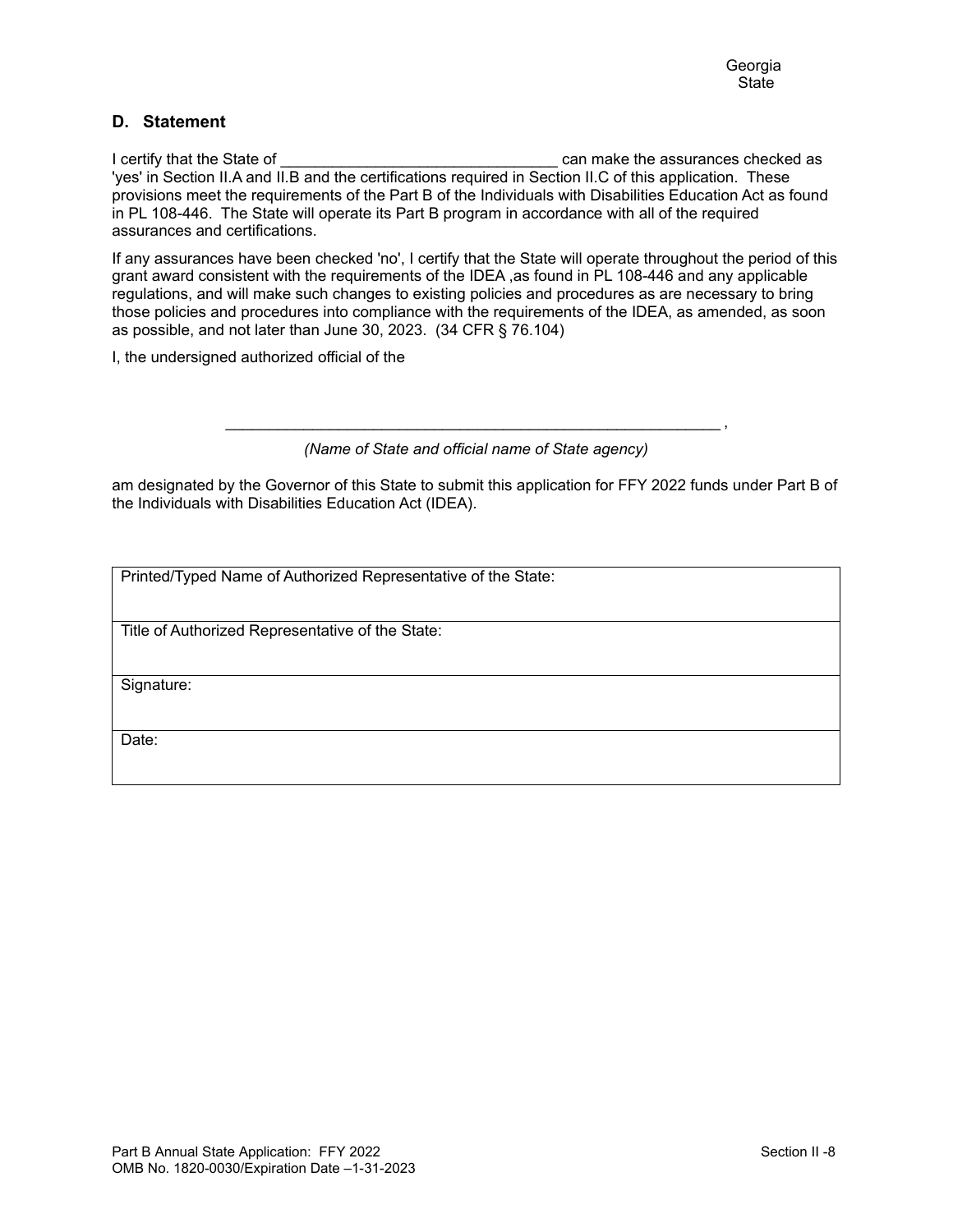Georgia
State

## D. Statement

I certify that the State of ________________________________ can make the assurances checked as 'yes' in Section II.A and II.B and the certifications required in Section II.C of this application. These provisions meet the requirements of the Part B of the Individuals with Disabilities Education Act as found in PL 108-446. The State will operate its Part B program in accordance with all of the required assurances and certifications.

If any assurances have been checked 'no', I certify that the State will operate throughout the period of this grant award consistent with the requirements of the IDEA ,as found in PL 108-446 and any applicable regulations, and will make such changes to existing policies and procedures as are necessary to bring those policies and procedures into compliance with the requirements of the IDEA, as amended, as soon as possible, and not later than June 30, 2023. (34 CFR § 76.104)

I, the undersigned authorized official of the

____________________________________________________________ ,

*(Name of State and official name of State agency)*

am designated by the Governor of this State to submit this application for FFY 2022 funds under Part B of the Individuals with Disabilities Education Act (IDEA).

| Printed/Typed Name of Authorized Representative of the State: |
|---|
| Title of Authorized Representative of the State: |
| Signature: |
| Date: |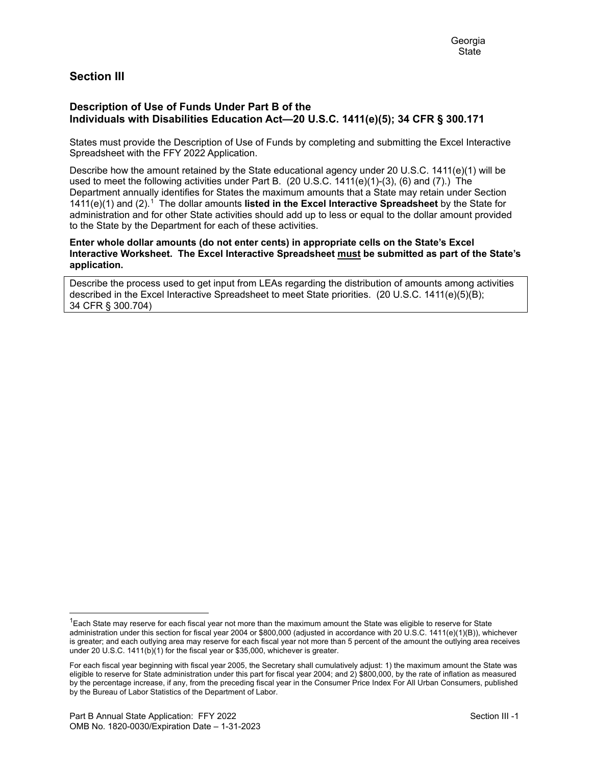Georgia
State

## Section III

### Description of Use of Funds Under Part B of the Individuals with Disabilities Education Act—20 U.S.C. 1411(e)(5); 34 CFR § 300.171

States must provide the Description of Use of Funds by completing and submitting the Excel Interactive Spreadsheet with the FFY 2022 Application.

Describe how the amount retained by the State educational agency under 20 U.S.C. 1411(e)(1) will be used to meet the following activities under Part B. (20 U.S.C. 1411(e)(1)-(3), (6) and (7).) The Department annually identifies for States the maximum amounts that a State may retain under Section 1411(e)(1) and (2).[1] The dollar amounts **listed in the Excel Interactive Spreadsheet** by the State for administration and for other State activities should add up to less or equal to the dollar amount provided to the State by the Department for each of these activities.

**Enter whole dollar amounts (do not enter cents) in appropriate cells on the State's Excel Interactive Worksheet. The Excel Interactive Spreadsheet must be submitted as part of the State's application.**

Describe the process used to get input from LEAs regarding the distribution of amounts among activities described in the Excel Interactive Spreadsheet to meet State priorities. (20 U.S.C. 1411(e)(5)(B); 34 CFR § 300.704)

---

[1] Each State may reserve for each fiscal year not more than the maximum amount the State was eligible to reserve for State administration under this section for fiscal year 2004 or $800,000 (adjusted in accordance with 20 U.S.C. 1411(e)(1)(B)), whichever is greater; and each outlying area may reserve for each fiscal year not more than 5 percent of the amount the outlying area receives under 20 U.S.C. 1411(b)(1) for the fiscal year or $35,000, whichever is greater.

For each fiscal year beginning with fiscal year 2005, the Secretary shall cumulatively adjust: 1) the maximum amount the State was eligible to reserve for State administration under this part for fiscal year 2004; and 2) $800,000, by the rate of inflation as measured by the percentage increase, if any, from the preceding fiscal year in the Consumer Price Index For All Urban Consumers, published by the Bureau of Labor Statistics of the Department of Labor.

Part B Annual State Application: FFY 2022
OMB No. 1820-0030/Expiration Date – 1-31-2023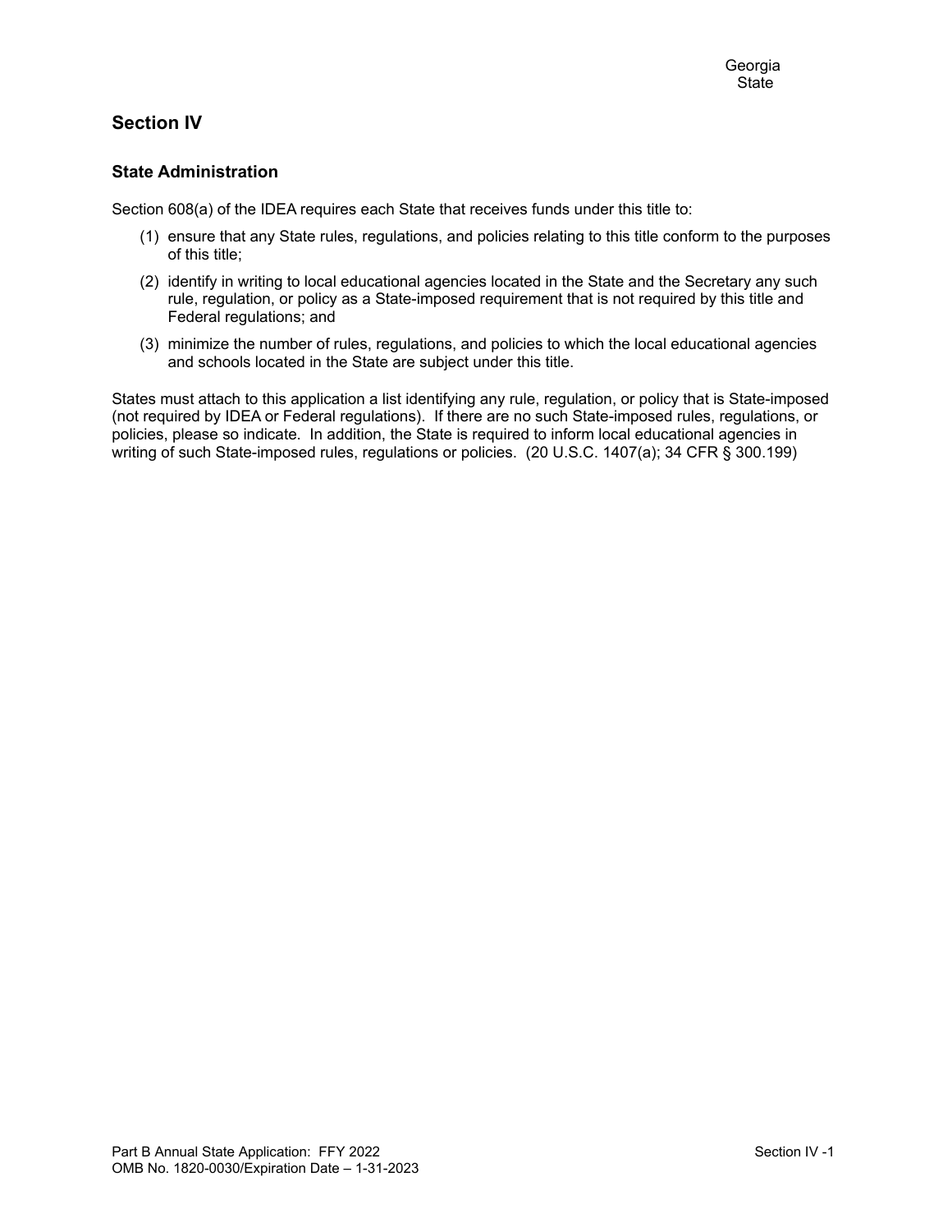Georgia
State

## Section IV

### State Administration

Section 608(a) of the IDEA requires each State that receives funds under this title to:

(1) ensure that any State rules, regulations, and policies relating to this title conform to the purposes of this title;

(2) identify in writing to local educational agencies located in the State and the Secretary any such rule, regulation, or policy as a State-imposed requirement that is not required by this title and Federal regulations; and

(3) minimize the number of rules, regulations, and policies to which the local educational agencies and schools located in the State are subject under this title.

States must attach to this application a list identifying any rule, regulation, or policy that is State-imposed (not required by IDEA or Federal regulations). If there are no such State-imposed rules, regulations, or policies, please so indicate. In addition, the State is required to inform local educational agencies in writing of such State-imposed rules, regulations or policies. (20 U.S.C. 1407(a); 34 CFR § 300.199)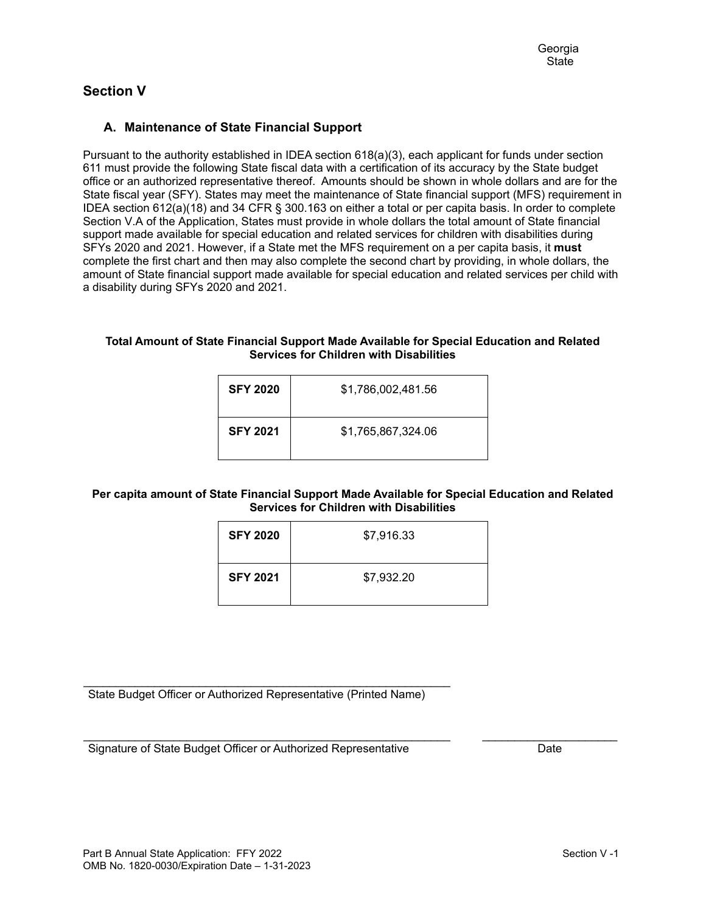Georgia
State

## Section V

### A. Maintenance of State Financial Support

Pursuant to the authority established in IDEA section 618(a)(3), each applicant for funds under section 611 must provide the following State fiscal data with a certification of its accuracy by the State budget office or an authorized representative thereof. Amounts should be shown in whole dollars and are for the State fiscal year (SFY). States may meet the maintenance of State financial support (MFS) requirement in IDEA section 612(a)(18) and 34 CFR § 300.163 on either a total or per capita basis. In order to complete Section V.A of the Application, States must provide in whole dollars the total amount of State financial support made available for special education and related services for children with disabilities during SFYs 2020 and 2021. However, if a State met the MFS requirement on a per capita basis, it **must** complete the first chart and then may also complete the second chart by providing, in whole dollars, the amount of State financial support made available for special education and related services per child with a disability during SFYs 2020 and 2021.

**Total Amount of State Financial Support Made Available for Special Education and Related Services for Children with Disabilities**

| | |
|---|---|
| **SFY 2020** | $1,786,002,481.56 |
| **SFY 2021** | $1,765,867,324.06 |

**Per capita amount of State Financial Support Made Available for Special Education and Related Services for Children with Disabilities**

| | |
|---|---|
| **SFY 2020** | $7,916.33 |
| **SFY 2021** | $7,932.20 |

\_\_\_\_\_\_\_\_\_\_\_\_\_\_\_\_\_\_\_\_\_\_\_\_\_\_\_\_\_\_\_\_\_\_\_\_\_\_\_\_\_\_\_\_\_\_\_\_\_\_\_\_\_\_\_\_
State Budget Officer or Authorized Representative (Printed Name)

\_\_\_\_\_\_\_\_\_\_\_\_\_\_\_\_\_\_\_\_\_\_\_\_\_\_\_\_\_\_\_\_\_\_\_\_\_\_\_\_\_\_\_\_\_\_\_\_\_\_\_\_\_\_\_\_ \_\_\_\_\_\_\_\_\_\_\_\_\_\_\_\_\_\_\_\_
Signature of State Budget Officer or Authorized Representative Date

Part B Annual State Application: FFY 2022
OMB No. 1820-0030/Expiration Date – 1-31-2023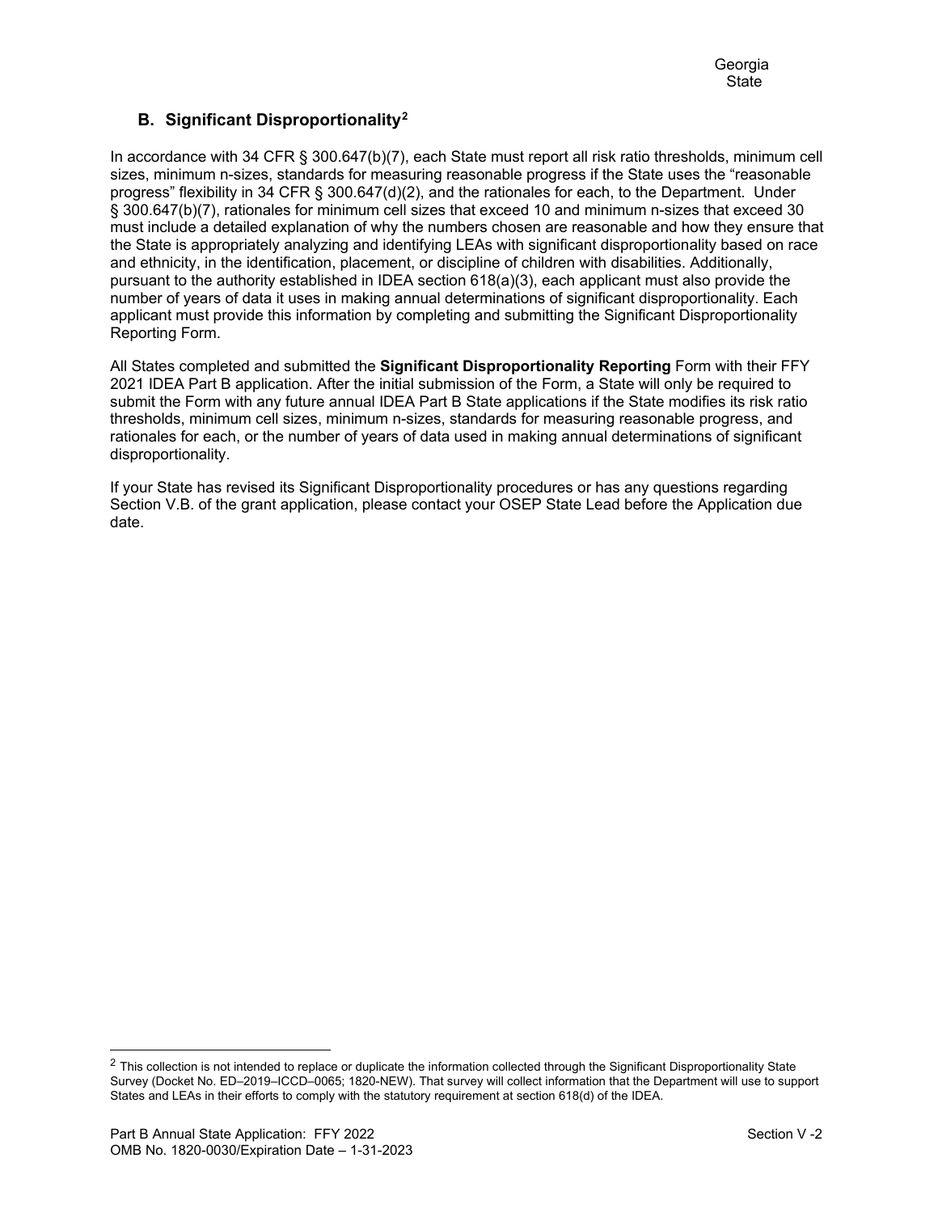## B. Significant Disproportionality[2]

In accordance with 34 CFR § 300.647(b)(7), each State must report all risk ratio thresholds, minimum cell sizes, minimum n-sizes, standards for measuring reasonable progress if the State uses the "reasonable progress" flexibility in 34 CFR § 300.647(d)(2), and the rationales for each, to the Department. Under § 300.647(b)(7), rationales for minimum cell sizes that exceed 10 and minimum n-sizes that exceed 30 must include a detailed explanation of why the numbers chosen are reasonable and how they ensure that the State is appropriately analyzing and identifying LEAs with significant disproportionality based on race and ethnicity, in the identification, placement, or discipline of children with disabilities. Additionally, pursuant to the authority established in IDEA section 618(a)(3), each applicant must also provide the number of years of data it uses in making annual determinations of significant disproportionality. Each applicant must provide this information by completing and submitting the Significant Disproportionality Reporting Form.

All States completed and submitted the **Significant Disproportionality Reporting** Form with their FFY 2021 IDEA Part B application. After the initial submission of the Form, a State will only be required to submit the Form with any future annual IDEA Part B State applications if the State modifies its risk ratio thresholds, minimum cell sizes, minimum n-sizes, standards for measuring reasonable progress, and rationales for each, or the number of years of data used in making annual determinations of significant disproportionality.

If your State has revised its Significant Disproportionality procedures or has any questions regarding Section V.B. of the grant application, please contact your OSEP State Lead before the Application due date.

[2] This collection is not intended to replace or duplicate the information collected through the Significant Disproportionality State Survey (Docket No. ED–2019–ICCD–0065; 1820-NEW). That survey will collect information that the Department will use to support States and LEAs in their efforts to comply with the statutory requirement at section 618(d) of the IDEA.